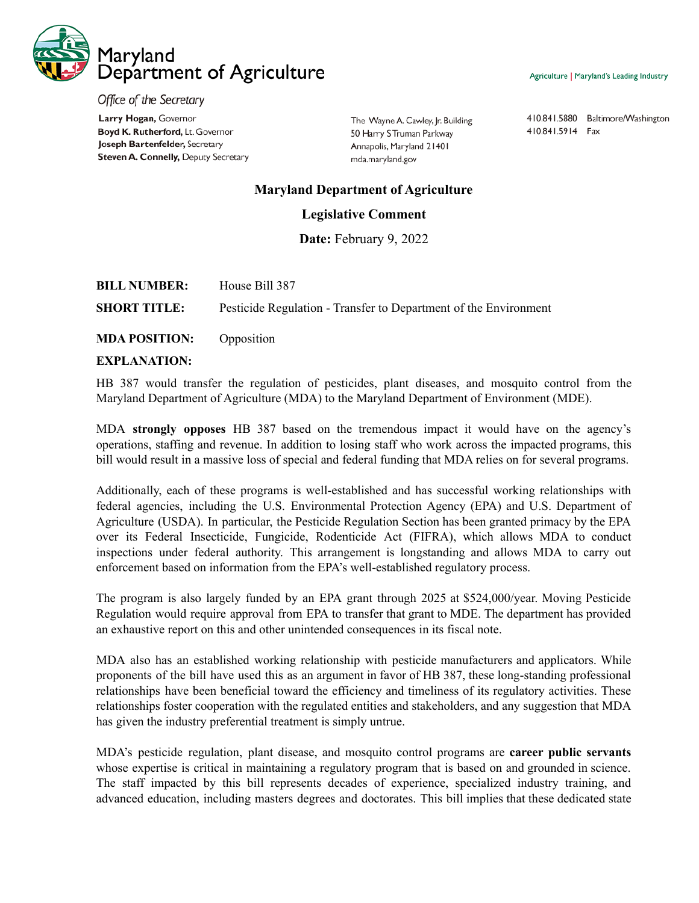# Maryland Department of Agriculture

*Office of the Secretary*

**Larry Hogan,** Governor
**Boyd K. Rutherford,** Lt. Governor
**Joseph Bartenfelder,** Secretary
**Steven A. Connelly,** Deputy Secretary

The Wayne A. Cawley, Jr. Building
50 Harry S Truman Parkway
Annapolis, Maryland 21401
mda.maryland.gov

410.841.5880 Baltimore/Washington
410.841.5914 Fax

Agriculture | Maryland's Leading Industry

## Maryland Department of Agriculture

## Legislative Comment

**Date:** February 9, 2022

**BILL NUMBER:** House Bill 387

**SHORT TITLE:** Pesticide Regulation - Transfer to Department of the Environment

**MDA POSITION:** Opposition

**EXPLANATION:**

HB 387 would transfer the regulation of pesticides, plant diseases, and mosquito control from the Maryland Department of Agriculture (MDA) to the Maryland Department of Environment (MDE).

MDA **strongly opposes** HB 387 based on the tremendous impact it would have on the agency's operations, staffing and revenue. In addition to losing staff who work across the impacted programs, this bill would result in a massive loss of special and federal funding that MDA relies on for several programs.

Additionally, each of these programs is well-established and has successful working relationships with federal agencies, including the U.S. Environmental Protection Agency (EPA) and U.S. Department of Agriculture (USDA). In particular, the Pesticide Regulation Section has been granted primacy by the EPA over its Federal Insecticide, Fungicide, Rodenticide Act (FIFRA), which allows MDA to conduct inspections under federal authority. This arrangement is longstanding and allows MDA to carry out enforcement based on information from the EPA's well-established regulatory process.

The program is also largely funded by an EPA grant through 2025 at $524,000/year. Moving Pesticide Regulation would require approval from EPA to transfer that grant to MDE. The department has provided an exhaustive report on this and other unintended consequences in its fiscal note.

MDA also has an established working relationship with pesticide manufacturers and applicators. While proponents of the bill have used this as an argument in favor of HB 387, these long-standing professional relationships have been beneficial toward the efficiency and timeliness of its regulatory activities. These relationships foster cooperation with the regulated entities and stakeholders, and any suggestion that MDA has given the industry preferential treatment is simply untrue.

MDA's pesticide regulation, plant disease, and mosquito control programs are **career public servants** whose expertise is critical in maintaining a regulatory program that is based on and grounded in science. The staff impacted by this bill represents decades of experience, specialized industry training, and advanced education, including masters degrees and doctorates. This bill implies that these dedicated state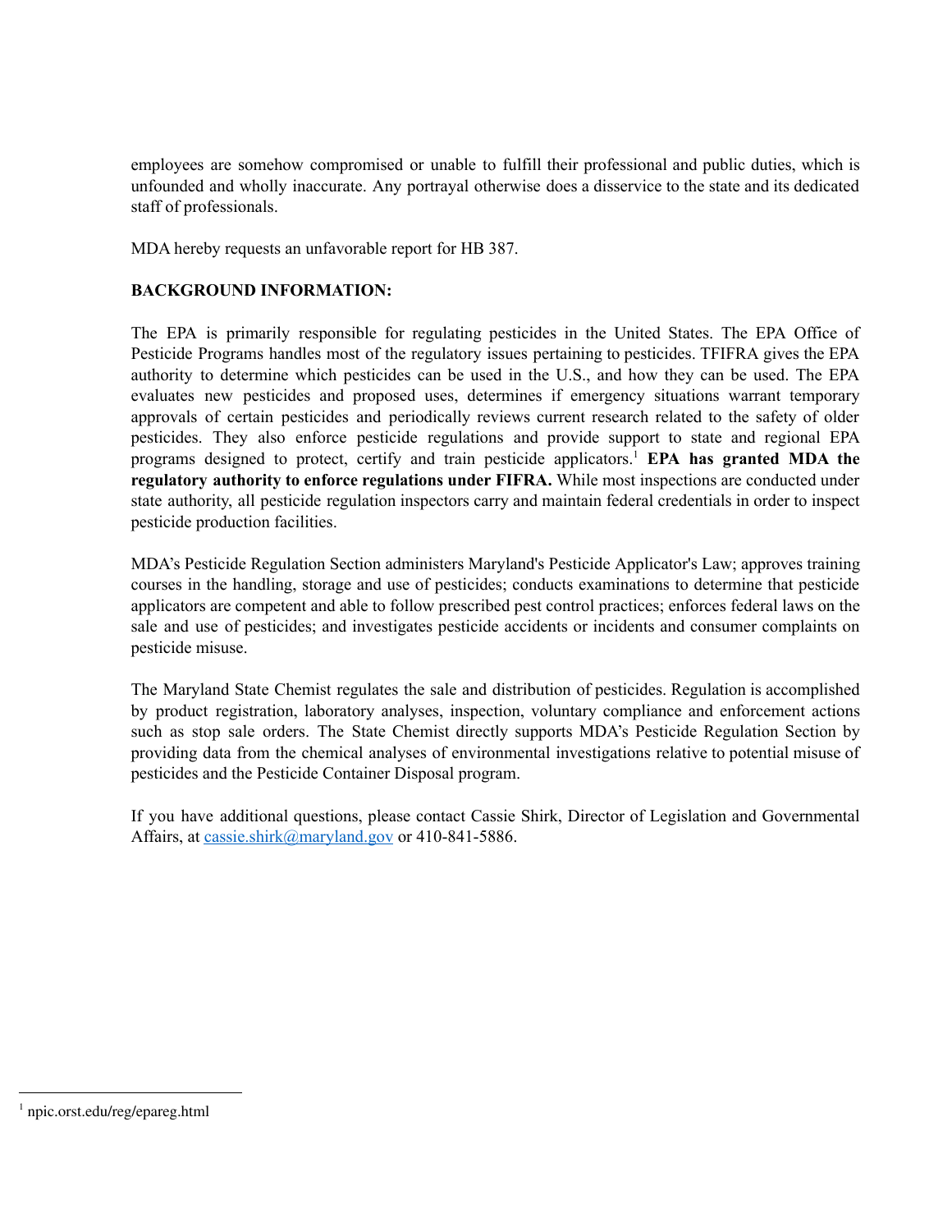employees are somehow compromised or unable to fulfill their professional and public duties, which is unfounded and wholly inaccurate. Any portrayal otherwise does a disservice to the state and its dedicated staff of professionals.

MDA hereby requests an unfavorable report for HB 387.

**BACKGROUND INFORMATION:**

The EPA is primarily responsible for regulating pesticides in the United States. The EPA Office of Pesticide Programs handles most of the regulatory issues pertaining to pesticides. TFIFRA gives the EPA authority to determine which pesticides can be used in the U.S., and how they can be used. The EPA evaluates new pesticides and proposed uses, determines if emergency situations warrant temporary approvals of certain pesticides and periodically reviews current research related to the safety of older pesticides. They also enforce pesticide regulations and provide support to state and regional EPA programs designed to protect, certify and train pesticide applicators.[1] **EPA has granted MDA the regulatory authority to enforce regulations under FIFRA.** While most inspections are conducted under state authority, all pesticide regulation inspectors carry and maintain federal credentials in order to inspect pesticide production facilities.

MDA's Pesticide Regulation Section administers Maryland's Pesticide Applicator's Law; approves training courses in the handling, storage and use of pesticides; conducts examinations to determine that pesticide applicators are competent and able to follow prescribed pest control practices; enforces federal laws on the sale and use of pesticides; and investigates pesticide accidents or incidents and consumer complaints on pesticide misuse.

The Maryland State Chemist regulates the sale and distribution of pesticides. Regulation is accomplished by product registration, laboratory analyses, inspection, voluntary compliance and enforcement actions such as stop sale orders. The State Chemist directly supports MDA's Pesticide Regulation Section by providing data from the chemical analyses of environmental investigations relative to potential misuse of pesticides and the Pesticide Container Disposal program.

If you have additional questions, please contact Cassie Shirk, Director of Legislation and Governmental Affairs, at cassie.shirk@maryland.gov or 410-841-5886.

---

[1] npic.orst.edu/reg/epareg.html